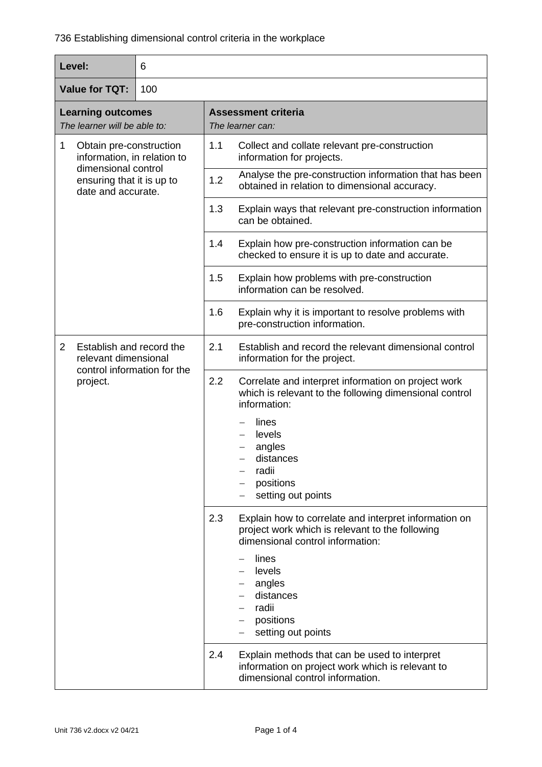# 736 Establishing dimensional control criteria in the workplace

| | |
|---|---|
| **Level:** | 6 |
| **Value for TQT:** | 100 |

| **Learning outcomes**<br>*The learner will be able to:* | **Assessment criteria**<br>*The learner can:* |
|---|---|
| 1 Obtain pre-construction information, in relation to dimensional control ensuring that it is up to date and accurate. | 1.1 Collect and collate relevant pre-construction information for projects. |
| | 1.2 Analyse the pre-construction information that has been obtained in relation to dimensional accuracy. |
| | 1.3 Explain ways that relevant pre-construction information can be obtained. |
| | 1.4 Explain how pre-construction information can be checked to ensure it is up to date and accurate. |
| | 1.5 Explain how problems with pre-construction information can be resolved. |
| | 1.6 Explain why it is important to resolve problems with pre-construction information. |
| 2 Establish and record the relevant dimensional control information for the project. | 2.1 Establish and record the relevant dimensional control information for the project. |
| | 2.2 Correlate and interpret information on project work which is relevant to the following dimensional control information:<br>– lines<br>– levels<br>– angles<br>– distances<br>– radii<br>– positions<br>– setting out points |
| | 2.3 Explain how to correlate and interpret information on project work which is relevant to the following dimensional control information:<br>– lines<br>– levels<br>– angles<br>– distances<br>– radii<br>– positions<br>– setting out points |
| | 2.4 Explain methods that can be used to interpret information on project work which is relevant to dimensional control information. |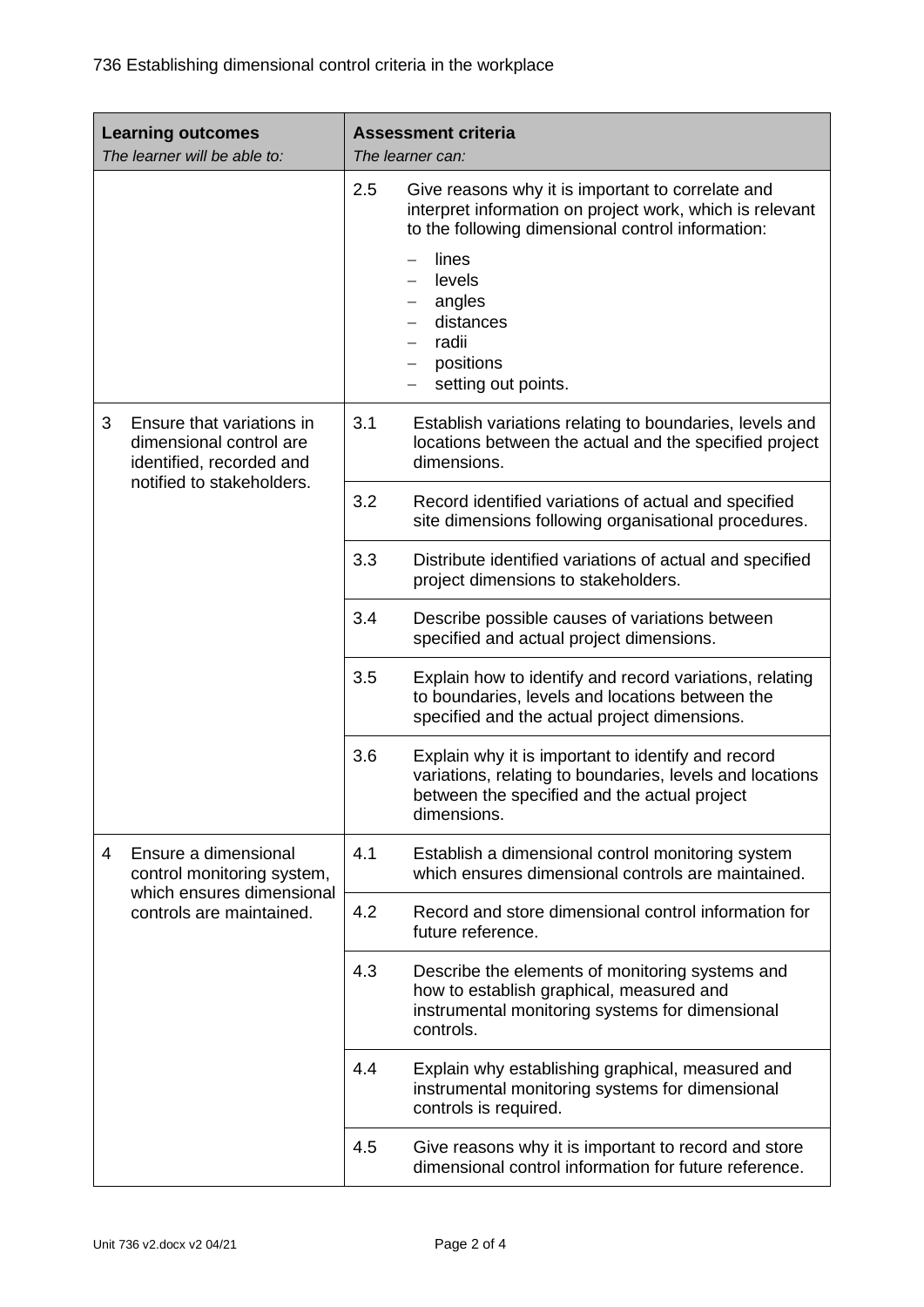736 Establishing dimensional control criteria in the workplace

| **Learning outcomes**<br>*The learner will be able to:* | **Assessment criteria**<br>*The learner can:* |
|---|---|
| | 2.5 Give reasons why it is important to correlate and interpret information on project work, which is relevant to the following dimensional control information:<br>– lines<br>– levels<br>– angles<br>– distances<br>– radii<br>– positions<br>– setting out points. |
| 3 Ensure that variations in dimensional control are identified, recorded and notified to stakeholders. | 3.1 Establish variations relating to boundaries, levels and locations between the actual and the specified project dimensions. |
| | 3.2 Record identified variations of actual and specified site dimensions following organisational procedures. |
| | 3.3 Distribute identified variations of actual and specified project dimensions to stakeholders. |
| | 3.4 Describe possible causes of variations between specified and actual project dimensions. |
| | 3.5 Explain how to identify and record variations, relating to boundaries, levels and locations between the specified and the actual project dimensions. |
| | 3.6 Explain why it is important to identify and record variations, relating to boundaries, levels and locations between the specified and the actual project dimensions. |
| 4 Ensure a dimensional control monitoring system, which ensures dimensional controls are maintained. | 4.1 Establish a dimensional control monitoring system which ensures dimensional controls are maintained. |
| | 4.2 Record and store dimensional control information for future reference. |
| | 4.3 Describe the elements of monitoring systems and how to establish graphical, measured and instrumental monitoring systems for dimensional controls. |
| | 4.4 Explain why establishing graphical, measured and instrumental monitoring systems for dimensional controls is required. |
| | 4.5 Give reasons why it is important to record and store dimensional control information for future reference. |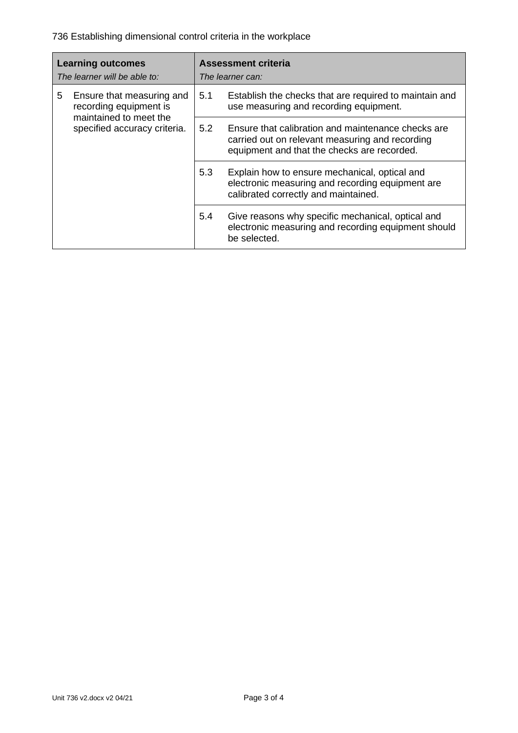| **Learning outcomes**<br>*The learner will be able to:* | **Assessment criteria**<br>*The learner can:* | |
|---|---|---|
| 5 Ensure that measuring and recording equipment is maintained to meet the specified accuracy criteria. | 5.1 | Establish the checks that are required to maintain and use measuring and recording equipment. |
| | 5.2 | Ensure that calibration and maintenance checks are carried out on relevant measuring and recording equipment and that the checks are recorded. |
| | 5.3 | Explain how to ensure mechanical, optical and electronic measuring and recording equipment are calibrated correctly and maintained. |
| | 5.4 | Give reasons why specific mechanical, optical and electronic measuring and recording equipment should be selected. |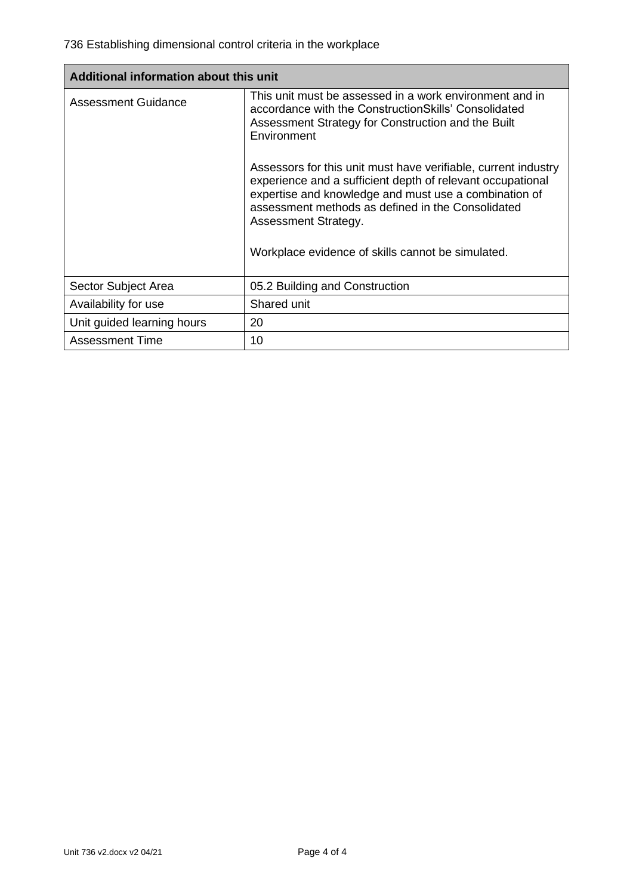736 Establishing dimensional control criteria in the workplace

| Additional information about this unit | |
|---|---|
| Assessment Guidance | This unit must be assessed in a work environment and in accordance with the ConstructionSkills' Consolidated Assessment Strategy for Construction and the Built Environment<br><br>Assessors for this unit must have verifiable, current industry experience and a sufficient depth of relevant occupational expertise and knowledge and must use a combination of assessment methods as defined in the Consolidated Assessment Strategy.<br><br>Workplace evidence of skills cannot be simulated. |
| Sector Subject Area | 05.2 Building and Construction |
| Availability for use | Shared unit |
| Unit guided learning hours | 20 |
| Assessment Time | 10 |